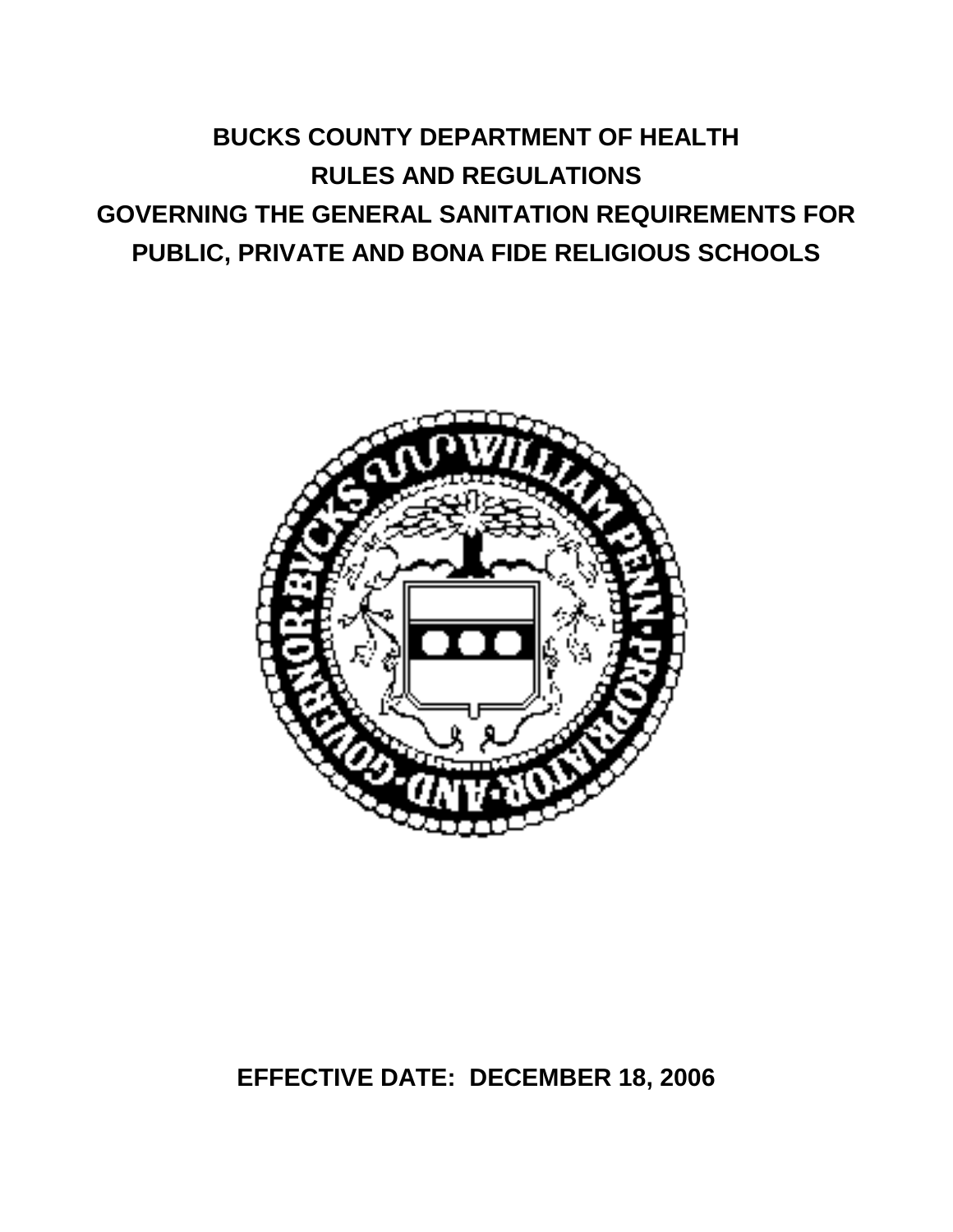# BUCKS COUNTY DEPARTMENT OF HEALTH
# RULES AND REGULATIONS
# GOVERNING THE GENERAL SANITATION REQUIREMENTS FOR PUBLIC, PRIVATE AND BONA FIDE RELIGIOUS SCHOOLS

**EFFECTIVE DATE: DECEMBER 18, 2006**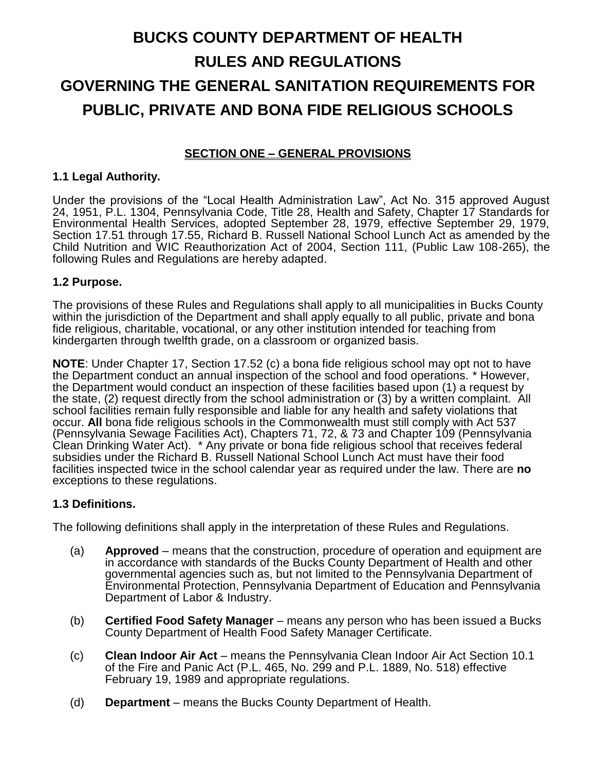# BUCKS COUNTY DEPARTMENT OF HEALTH
# RULES AND REGULATIONS
# GOVERNING THE GENERAL SANITATION REQUIREMENTS FOR PUBLIC, PRIVATE AND BONA FIDE RELIGIOUS SCHOOLS

## SECTION ONE – GENERAL PROVISIONS

### 1.1 Legal Authority.

Under the provisions of the "Local Health Administration Law", Act No. 315 approved August 24, 1951, P.L. 1304, Pennsylvania Code, Title 28, Health and Safety, Chapter 17 Standards for Environmental Health Services, adopted September 28, 1979, effective September 29, 1979, Section 17.51 through 17.55, Richard B. Russell National School Lunch Act as amended by the Child Nutrition and WIC Reauthorization Act of 2004, Section 111, (Public Law 108-265), the following Rules and Regulations are hereby adapted.

### 1.2 Purpose.

The provisions of these Rules and Regulations shall apply to all municipalities in Bucks County within the jurisdiction of the Department and shall apply equally to all public, private and bona fide religious, charitable, vocational, or any other institution intended for teaching from kindergarten through twelfth grade, on a classroom or organized basis.

**NOTE**: Under Chapter 17, Section 17.52 (c) a bona fide religious school may opt not to have the Department conduct an annual inspection of the school and food operations. * However, the Department would conduct an inspection of these facilities based upon (1) a request by the state, (2) request directly from the school administration or (3) by a written complaint. All school facilities remain fully responsible and liable for any health and safety violations that occur. **All** bona fide religious schools in the Commonwealth must still comply with Act 537 (Pennsylvania Sewage Facilities Act), Chapters 71, 72, & 73 and Chapter 109 (Pennsylvania Clean Drinking Water Act). * Any private or bona fide religious school that receives federal subsidies under the Richard B. Russell National School Lunch Act must have their food facilities inspected twice in the school calendar year as required under the law. There are **no** exceptions to these regulations.

### 1.3 Definitions.

The following definitions shall apply in the interpretation of these Rules and Regulations.

(a) **Approved** – means that the construction, procedure of operation and equipment are in accordance with standards of the Bucks County Department of Health and other governmental agencies such as, but not limited to the Pennsylvania Department of Environmental Protection, Pennsylvania Department of Education and Pennsylvania Department of Labor & Industry.

(b) **Certified Food Safety Manager** – means any person who has been issued a Bucks County Department of Health Food Safety Manager Certificate.

(c) **Clean Indoor Air Act** – means the Pennsylvania Clean Indoor Air Act Section 10.1 of the Fire and Panic Act (P.L. 465, No. 299 and P.L. 1889, No. 518) effective February 19, 1989 and appropriate regulations.

(d) **Department** – means the Bucks County Department of Health.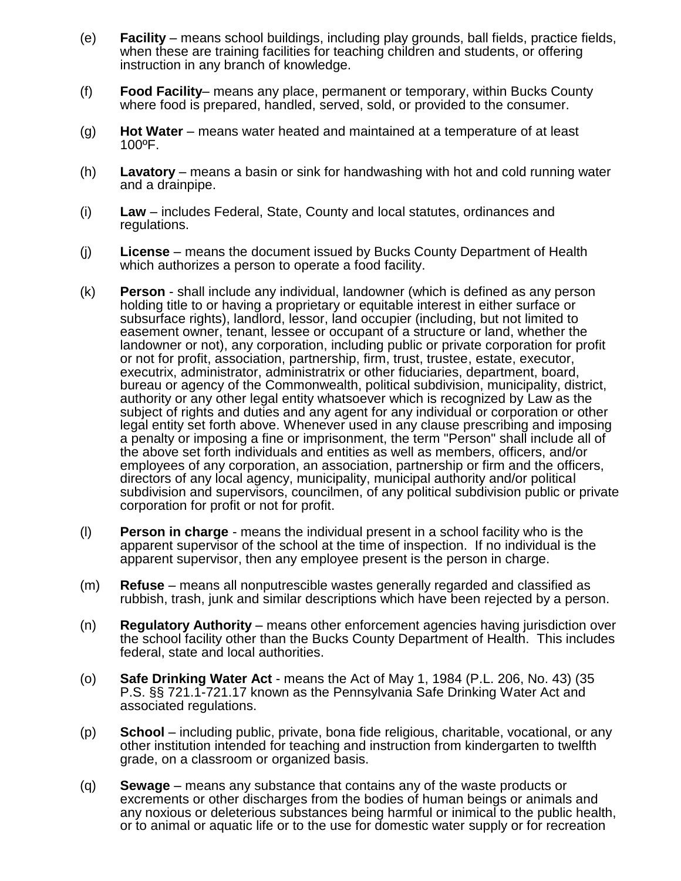(e) **Facility** – means school buildings, including play grounds, ball fields, practice fields, when these are training facilities for teaching children and students, or offering instruction in any branch of knowledge.

(f) **Food Facility**– means any place, permanent or temporary, within Bucks County where food is prepared, handled, served, sold, or provided to the consumer.

(g) **Hot Water** – means water heated and maintained at a temperature of at least 100ºF.

(h) **Lavatory** – means a basin or sink for handwashing with hot and cold running water and a drainpipe.

(i) **Law** – includes Federal, State, County and local statutes, ordinances and regulations.

(j) **License** – means the document issued by Bucks County Department of Health which authorizes a person to operate a food facility.

(k) **Person** - shall include any individual, landowner (which is defined as any person holding title to or having a proprietary or equitable interest in either surface or subsurface rights), landlord, lessor, land occupier (including, but not limited to easement owner, tenant, lessee or occupant of a structure or land, whether the landowner or not), any corporation, including public or private corporation for profit or not for profit, association, partnership, firm, trust, trustee, estate, executor, executrix, administrator, administratrix or other fiduciaries, department, board, bureau or agency of the Commonwealth, political subdivision, municipality, district, authority or any other legal entity whatsoever which is recognized by Law as the subject of rights and duties and any agent for any individual or corporation or other legal entity set forth above. Whenever used in any clause prescribing and imposing a penalty or imposing a fine or imprisonment, the term "Person" shall include all of the above set forth individuals and entities as well as members, officers, and/or employees of any corporation, an association, partnership or firm and the officers, directors of any local agency, municipality, municipal authority and/or political subdivision and supervisors, councilmen, of any political subdivision public or private corporation for profit or not for profit.

(l) **Person in charge** - means the individual present in a school facility who is the apparent supervisor of the school at the time of inspection. If no individual is the apparent supervisor, then any employee present is the person in charge.

(m) **Refuse** – means all nonputrescible wastes generally regarded and classified as rubbish, trash, junk and similar descriptions which have been rejected by a person.

(n) **Regulatory Authority** – means other enforcement agencies having jurisdiction over the school facility other than the Bucks County Department of Health. This includes federal, state and local authorities.

(o) **Safe Drinking Water Act** - means the Act of May 1, 1984 (P.L. 206, No. 43) (35 P.S. §§ 721.1-721.17 known as the Pennsylvania Safe Drinking Water Act and associated regulations.

(p) **School** – including public, private, bona fide religious, charitable, vocational, or any other institution intended for teaching and instruction from kindergarten to twelfth grade, on a classroom or organized basis.

(q) **Sewage** – means any substance that contains any of the waste products or excrements or other discharges from the bodies of human beings or animals and any noxious or deleterious substances being harmful or inimical to the public health, or to animal or aquatic life or to the use for domestic water supply or for recreation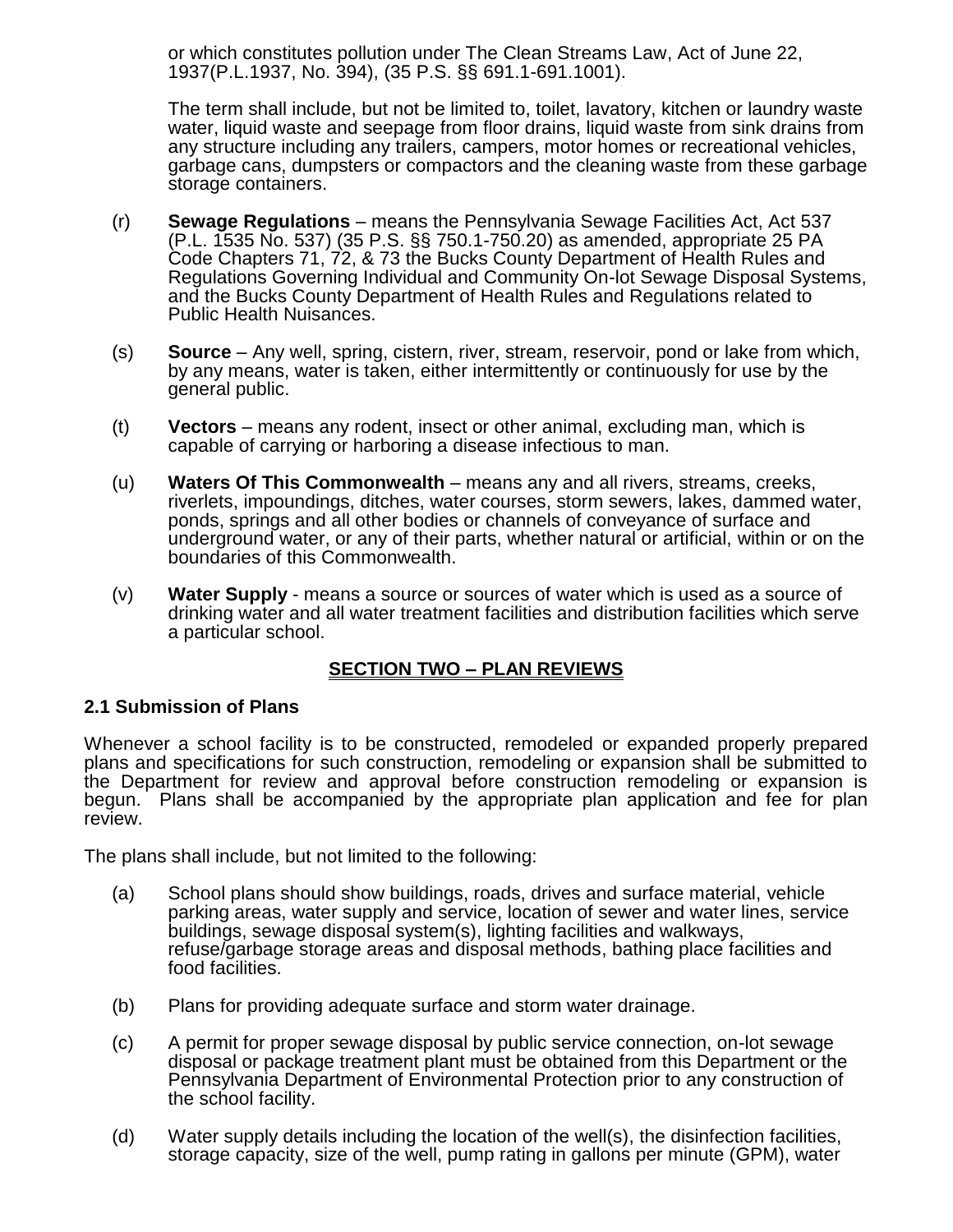or which constitutes pollution under The Clean Streams Law, Act of June 22, 1937(P.L.1937, No. 394), (35 P.S. §§ 691.1-691.1001).

The term shall include, but not be limited to, toilet, lavatory, kitchen or laundry waste water, liquid waste and seepage from floor drains, liquid waste from sink drains from any structure including any trailers, campers, motor homes or recreational vehicles, garbage cans, dumpsters or compactors and the cleaning waste from these garbage storage containers.

(r) **Sewage Regulations** – means the Pennsylvania Sewage Facilities Act, Act 537 (P.L. 1535 No. 537) (35 P.S. §§ 750.1-750.20) as amended, appropriate 25 PA Code Chapters 71, 72, & 73 the Bucks County Department of Health Rules and Regulations Governing Individual and Community On-lot Sewage Disposal Systems, and the Bucks County Department of Health Rules and Regulations related to Public Health Nuisances.

(s) **Source** – Any well, spring, cistern, river, stream, reservoir, pond or lake from which, by any means, water is taken, either intermittently or continuously for use by the general public.

(t) **Vectors** – means any rodent, insect or other animal, excluding man, which is capable of carrying or harboring a disease infectious to man.

(u) **Waters Of This Commonwealth** – means any and all rivers, streams, creeks, riverlets, impoundings, ditches, water courses, storm sewers, lakes, dammed water, ponds, springs and all other bodies or channels of conveyance of surface and underground water, or any of their parts, whether natural or artificial, within or on the boundaries of this Commonwealth.

(v) **Water Supply** - means a source or sources of water which is used as a source of drinking water and all water treatment facilities and distribution facilities which serve a particular school.

## SECTION TWO – PLAN REVIEWS

### 2.1 Submission of Plans

Whenever a school facility is to be constructed, remodeled or expanded properly prepared plans and specifications for such construction, remodeling or expansion shall be submitted to the Department for review and approval before construction remodeling or expansion is begun. Plans shall be accompanied by the appropriate plan application and fee for plan review.

The plans shall include, but not limited to the following:

(a) School plans should show buildings, roads, drives and surface material, vehicle parking areas, water supply and service, location of sewer and water lines, service buildings, sewage disposal system(s), lighting facilities and walkways, refuse/garbage storage areas and disposal methods, bathing place facilities and food facilities.

(b) Plans for providing adequate surface and storm water drainage.

(c) A permit for proper sewage disposal by public service connection, on-lot sewage disposal or package treatment plant must be obtained from this Department or the Pennsylvania Department of Environmental Protection prior to any construction of the school facility.

(d) Water supply details including the location of the well(s), the disinfection facilities, storage capacity, size of the well, pump rating in gallons per minute (GPM), water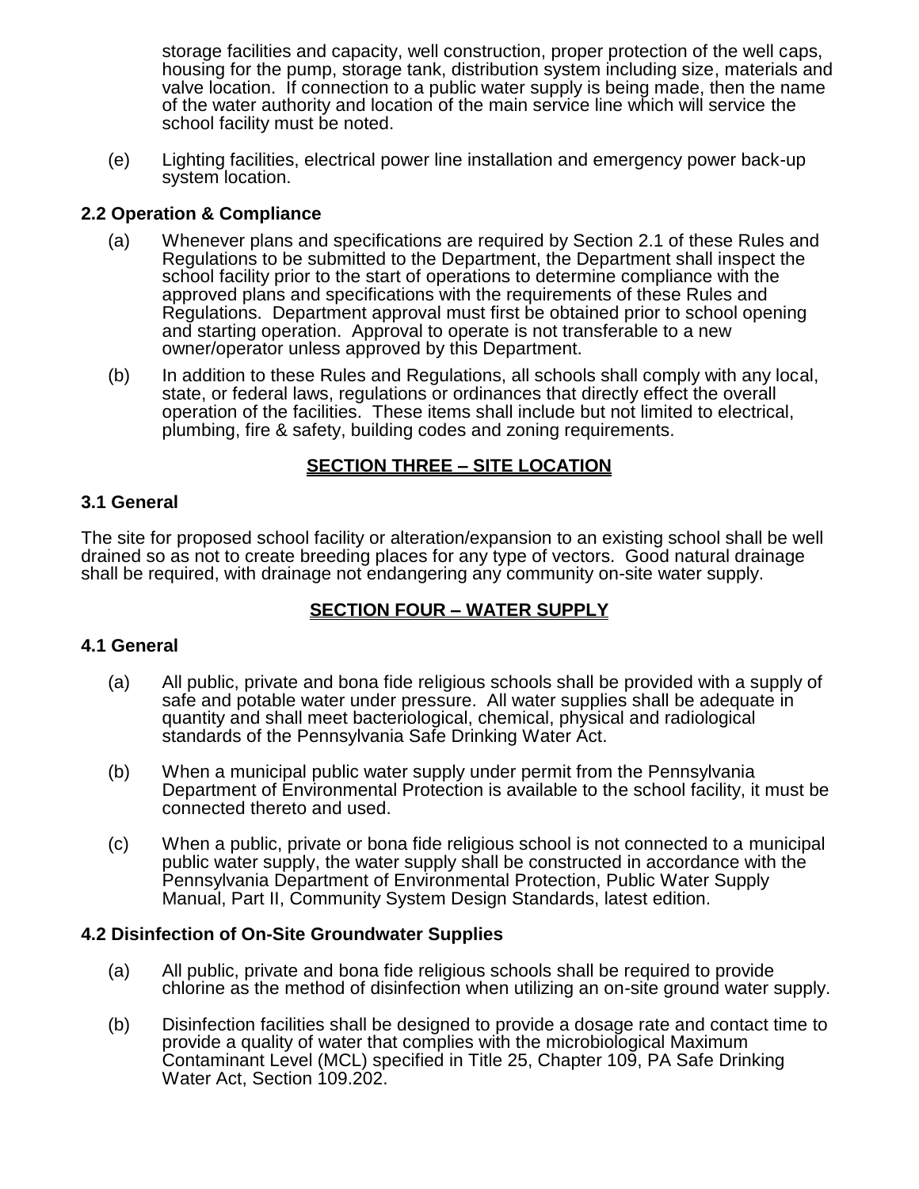storage facilities and capacity, well construction, proper protection of the well caps, housing for the pump, storage tank, distribution system including size, materials and valve location. If connection to a public water supply is being made, then the name of the water authority and location of the main service line which will service the school facility must be noted.

(e) Lighting facilities, electrical power line installation and emergency power back-up system location.

### 2.2 Operation & Compliance

(a) Whenever plans and specifications are required by Section 2.1 of these Rules and Regulations to be submitted to the Department, the Department shall inspect the school facility prior to the start of operations to determine compliance with the approved plans and specifications with the requirements of these Rules and Regulations. Department approval must first be obtained prior to school opening and starting operation. Approval to operate is not transferable to a new owner/operator unless approved by this Department.

(b) In addition to these Rules and Regulations, all schools shall comply with any local, state, or federal laws, regulations or ordinances that directly effect the overall operation of the facilities. These items shall include but not limited to electrical, plumbing, fire & safety, building codes and zoning requirements.

## SECTION THREE – SITE LOCATION

### 3.1 General

The site for proposed school facility or alteration/expansion to an existing school shall be well drained so as not to create breeding places for any type of vectors. Good natural drainage shall be required, with drainage not endangering any community on-site water supply.

## SECTION FOUR – WATER SUPPLY

### 4.1 General

(a) All public, private and bona fide religious schools shall be provided with a supply of safe and potable water under pressure. All water supplies shall be adequate in quantity and shall meet bacteriological, chemical, physical and radiological standards of the Pennsylvania Safe Drinking Water Act.

(b) When a municipal public water supply under permit from the Pennsylvania Department of Environmental Protection is available to the school facility, it must be connected thereto and used.

(c) When a public, private or bona fide religious school is not connected to a municipal public water supply, the water supply shall be constructed in accordance with the Pennsylvania Department of Environmental Protection, Public Water Supply Manual, Part II, Community System Design Standards, latest edition.

### 4.2 Disinfection of On-Site Groundwater Supplies

(a) All public, private and bona fide religious schools shall be required to provide chlorine as the method of disinfection when utilizing an on-site ground water supply.

(b) Disinfection facilities shall be designed to provide a dosage rate and contact time to provide a quality of water that complies with the microbiological Maximum Contaminant Level (MCL) specified in Title 25, Chapter 109, PA Safe Drinking Water Act, Section 109.202.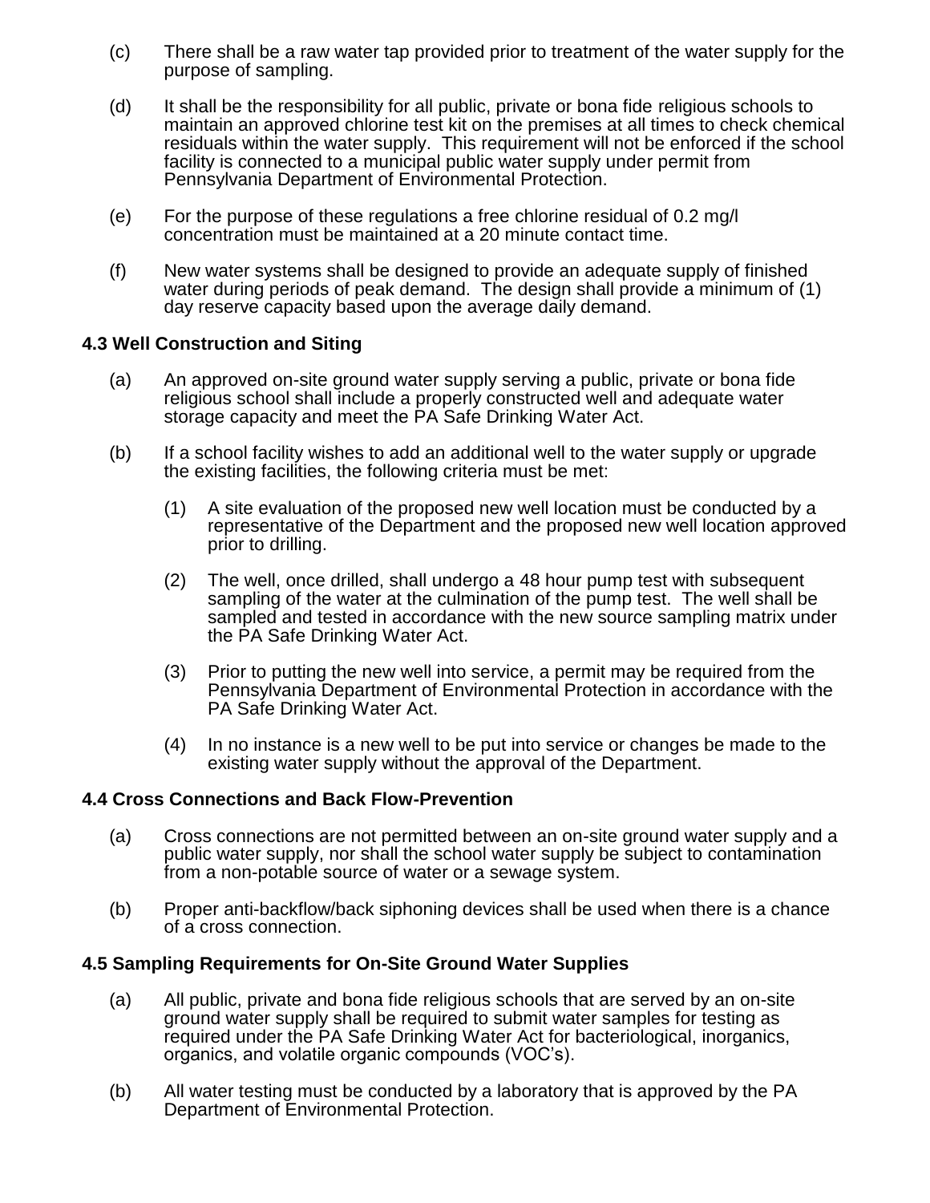(c) There shall be a raw water tap provided prior to treatment of the water supply for the purpose of sampling.

(d) It shall be the responsibility for all public, private or bona fide religious schools to maintain an approved chlorine test kit on the premises at all times to check chemical residuals within the water supply. This requirement will not be enforced if the school facility is connected to a municipal public water supply under permit from Pennsylvania Department of Environmental Protection.

(e) For the purpose of these regulations a free chlorine residual of 0.2 mg/l concentration must be maintained at a 20 minute contact time.

(f) New water systems shall be designed to provide an adequate supply of finished water during periods of peak demand. The design shall provide a minimum of (1) day reserve capacity based upon the average daily demand.

### 4.3 Well Construction and Siting

(a) An approved on-site ground water supply serving a public, private or bona fide religious school shall include a properly constructed well and adequate water storage capacity and meet the PA Safe Drinking Water Act.

(b) If a school facility wishes to add an additional well to the water supply or upgrade the existing facilities, the following criteria must be met:

  (1) A site evaluation of the proposed new well location must be conducted by a representative of the Department and the proposed new well location approved prior to drilling.

  (2) The well, once drilled, shall undergo a 48 hour pump test with subsequent sampling of the water at the culmination of the pump test. The well shall be sampled and tested in accordance with the new source sampling matrix under the PA Safe Drinking Water Act.

  (3) Prior to putting the new well into service, a permit may be required from the Pennsylvania Department of Environmental Protection in accordance with the PA Safe Drinking Water Act.

  (4) In no instance is a new well to be put into service or changes be made to the existing water supply without the approval of the Department.

### 4.4 Cross Connections and Back Flow-Prevention

(a) Cross connections are not permitted between an on-site ground water supply and a public water supply, nor shall the school water supply be subject to contamination from a non-potable source of water or a sewage system.

(b) Proper anti-backflow/back siphoning devices shall be used when there is a chance of a cross connection.

### 4.5 Sampling Requirements for On-Site Ground Water Supplies

(a) All public, private and bona fide religious schools that are served by an on-site ground water supply shall be required to submit water samples for testing as required under the PA Safe Drinking Water Act for bacteriological, inorganics, organics, and volatile organic compounds (VOC's).

(b) All water testing must be conducted by a laboratory that is approved by the PA Department of Environmental Protection.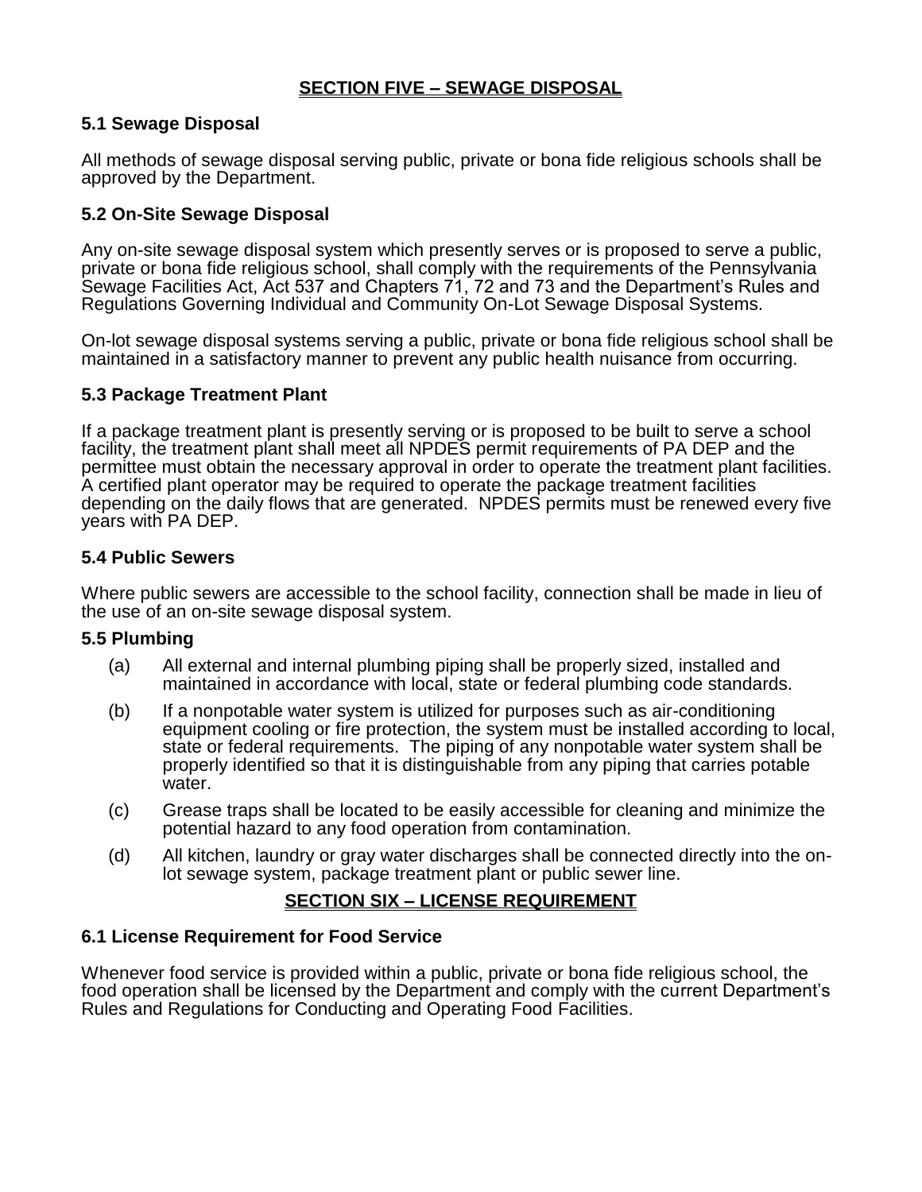## SECTION FIVE – SEWAGE DISPOSAL

### 5.1 Sewage Disposal

All methods of sewage disposal serving public, private or bona fide religious schools shall be approved by the Department.

### 5.2 On-Site Sewage Disposal

Any on-site sewage disposal system which presently serves or is proposed to serve a public, private or bona fide religious school, shall comply with the requirements of the Pennsylvania Sewage Facilities Act, Act 537 and Chapters 71, 72 and 73 and the Department's Rules and Regulations Governing Individual and Community On-Lot Sewage Disposal Systems.

On-lot sewage disposal systems serving a public, private or bona fide religious school shall be maintained in a satisfactory manner to prevent any public health nuisance from occurring.

### 5.3 Package Treatment Plant

If a package treatment plant is presently serving or is proposed to be built to serve a school facility, the treatment plant shall meet all NPDES permit requirements of PA DEP and the permittee must obtain the necessary approval in order to operate the treatment plant facilities. A certified plant operator may be required to operate the package treatment facilities depending on the daily flows that are generated. NPDES permits must be renewed every five years with PA DEP.

### 5.4 Public Sewers

Where public sewers are accessible to the school facility, connection shall be made in lieu of the use of an on-site sewage disposal system.

### 5.5 Plumbing

(a) All external and internal plumbing piping shall be properly sized, installed and maintained in accordance with local, state or federal plumbing code standards.

(b) If a nonpotable water system is utilized for purposes such as air-conditioning equipment cooling or fire protection, the system must be installed according to local, state or federal requirements. The piping of any nonpotable water system shall be properly identified so that it is distinguishable from any piping that carries potable water.

(c) Grease traps shall be located to be easily accessible for cleaning and minimize the potential hazard to any food operation from contamination.

(d) All kitchen, laundry or gray water discharges shall be connected directly into the on-lot sewage system, package treatment plant or public sewer line.

## SECTION SIX – LICENSE REQUIREMENT

### 6.1 License Requirement for Food Service

Whenever food service is provided within a public, private or bona fide religious school, the food operation shall be licensed by the Department and comply with the current Department's Rules and Regulations for Conducting and Operating Food Facilities.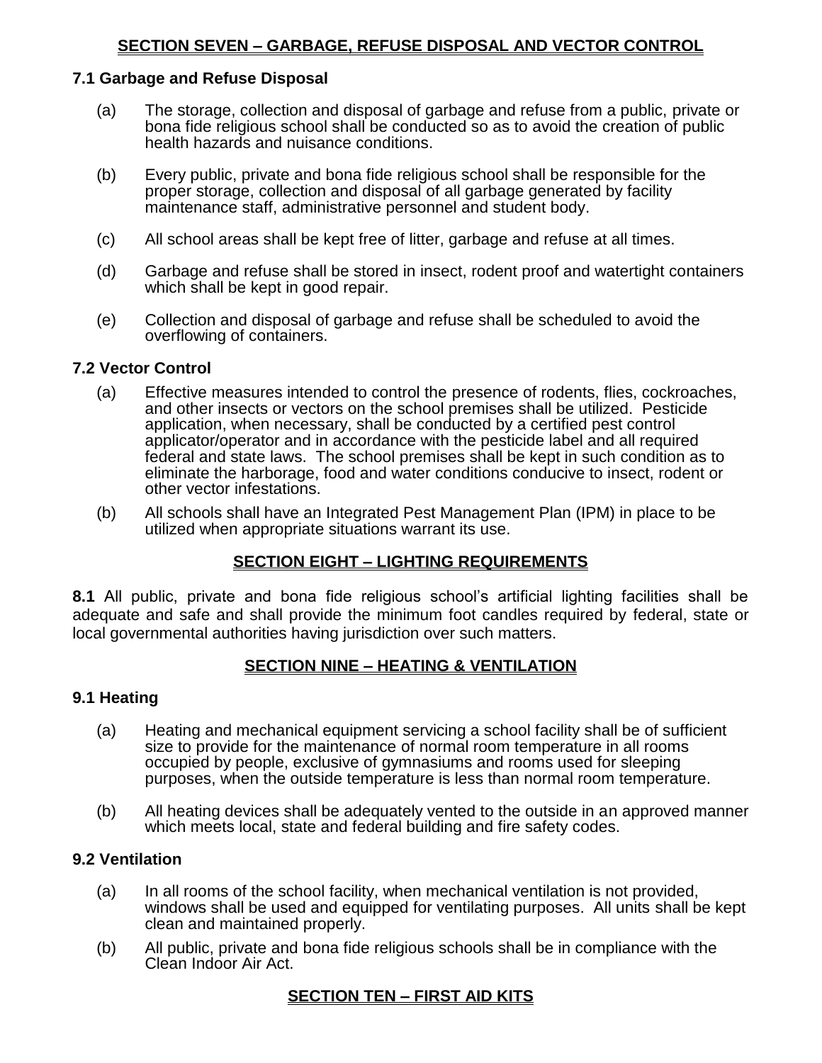## SECTION SEVEN – GARBAGE, REFUSE DISPOSAL AND VECTOR CONTROL

### 7.1 Garbage and Refuse Disposal

(a) The storage, collection and disposal of garbage and refuse from a public, private or bona fide religious school shall be conducted so as to avoid the creation of public health hazards and nuisance conditions.

(b) Every public, private and bona fide religious school shall be responsible for the proper storage, collection and disposal of all garbage generated by facility maintenance staff, administrative personnel and student body.

(c) All school areas shall be kept free of litter, garbage and refuse at all times.

(d) Garbage and refuse shall be stored in insect, rodent proof and watertight containers which shall be kept in good repair.

(e) Collection and disposal of garbage and refuse shall be scheduled to avoid the overflowing of containers.

### 7.2 Vector Control

(a) Effective measures intended to control the presence of rodents, flies, cockroaches, and other insects or vectors on the school premises shall be utilized. Pesticide application, when necessary, shall be conducted by a certified pest control applicator/operator and in accordance with the pesticide label and all required federal and state laws. The school premises shall be kept in such condition as to eliminate the harborage, food and water conditions conducive to insect, rodent or other vector infestations.

(b) All schools shall have an Integrated Pest Management Plan (IPM) in place to be utilized when appropriate situations warrant its use.

## SECTION EIGHT – LIGHTING REQUIREMENTS

**8.1** All public, private and bona fide religious school's artificial lighting facilities shall be adequate and safe and shall provide the minimum foot candles required by federal, state or local governmental authorities having jurisdiction over such matters.

## SECTION NINE – HEATING & VENTILATION

### 9.1 Heating

(a) Heating and mechanical equipment servicing a school facility shall be of sufficient size to provide for the maintenance of normal room temperature in all rooms occupied by people, exclusive of gymnasiums and rooms used for sleeping purposes, when the outside temperature is less than normal room temperature.

(b) All heating devices shall be adequately vented to the outside in an approved manner which meets local, state and federal building and fire safety codes.

### 9.2 Ventilation

(a) In all rooms of the school facility, when mechanical ventilation is not provided, windows shall be used and equipped for ventilating purposes. All units shall be kept clean and maintained properly.

(b) All public, private and bona fide religious schools shall be in compliance with the Clean Indoor Air Act.

## SECTION TEN – FIRST AID KITS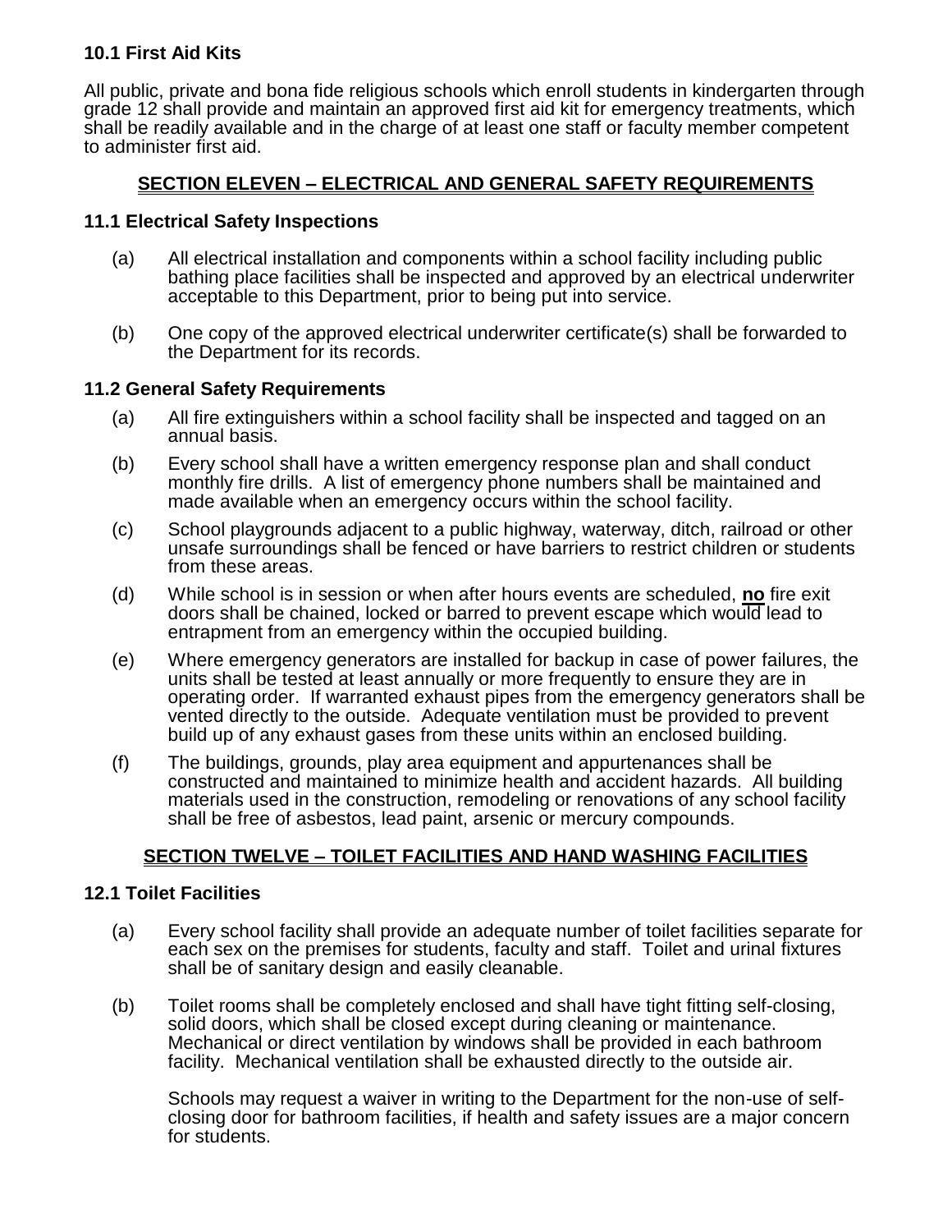**10.1 First Aid Kits**

All public, private and bona fide religious schools which enroll students in kindergarten through grade 12 shall provide and maintain an approved first aid kit for emergency treatments, which shall be readily available and in the charge of at least one staff or faculty member competent to administer first aid.

## SECTION ELEVEN – ELECTRICAL AND GENERAL SAFETY REQUIREMENTS

**11.1 Electrical Safety Inspections**

(a) All electrical installation and components within a school facility including public bathing place facilities shall be inspected and approved by an electrical underwriter acceptable to this Department, prior to being put into service.

(b) One copy of the approved electrical underwriter certificate(s) shall be forwarded to the Department for its records.

**11.2 General Safety Requirements**

(a) All fire extinguishers within a school facility shall be inspected and tagged on an annual basis.

(b) Every school shall have a written emergency response plan and shall conduct monthly fire drills. A list of emergency phone numbers shall be maintained and made available when an emergency occurs within the school facility.

(c) School playgrounds adjacent to a public highway, waterway, ditch, railroad or other unsafe surroundings shall be fenced or have barriers to restrict children or students from these areas.

(d) While school is in session or when after hours events are scheduled, **no** fire exit doors shall be chained, locked or barred to prevent escape which would lead to entrapment from an emergency within the occupied building.

(e) Where emergency generators are installed for backup in case of power failures, the units shall be tested at least annually or more frequently to ensure they are in operating order. If warranted exhaust pipes from the emergency generators shall be vented directly to the outside. Adequate ventilation must be provided to prevent build up of any exhaust gases from these units within an enclosed building.

(f) The buildings, grounds, play area equipment and appurtenances shall be constructed and maintained to minimize health and accident hazards. All building materials used in the construction, remodeling or renovations of any school facility shall be free of asbestos, lead paint, arsenic or mercury compounds.

## SECTION TWELVE – TOILET FACILITIES AND HAND WASHING FACILITIES

**12.1 Toilet Facilities**

(a) Every school facility shall provide an adequate number of toilet facilities separate for each sex on the premises for students, faculty and staff. Toilet and urinal fixtures shall be of sanitary design and easily cleanable.

(b) Toilet rooms shall be completely enclosed and shall have tight fitting self-closing, solid doors, which shall be closed except during cleaning or maintenance. Mechanical or direct ventilation by windows shall be provided in each bathroom facility. Mechanical ventilation shall be exhausted directly to the outside air.

Schools may request a waiver in writing to the Department for the non-use of self-closing door for bathroom facilities, if health and safety issues are a major concern for students.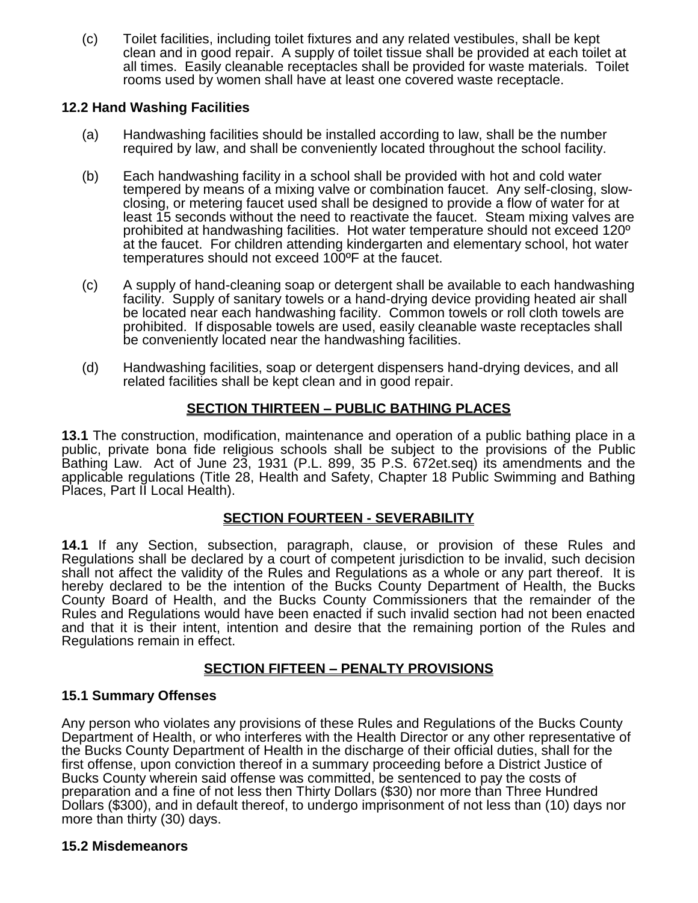(c) Toilet facilities, including toilet fixtures and any related vestibules, shall be kept clean and in good repair. A supply of toilet tissue shall be provided at each toilet at all times. Easily cleanable receptacles shall be provided for waste materials. Toilet rooms used by women shall have at least one covered waste receptacle.

### 12.2 Hand Washing Facilities

(a) Handwashing facilities should be installed according to law, shall be the number required by law, and shall be conveniently located throughout the school facility.

(b) Each handwashing facility in a school shall be provided with hot and cold water tempered by means of a mixing valve or combination faucet. Any self-closing, slow-closing, or metering faucet used shall be designed to provide a flow of water for at least 15 seconds without the need to reactivate the faucet. Steam mixing valves are prohibited at handwashing facilities. Hot water temperature should not exceed 120º at the faucet. For children attending kindergarten and elementary school, hot water temperatures should not exceed 100ºF at the faucet.

(c) A supply of hand-cleaning soap or detergent shall be available to each handwashing facility. Supply of sanitary towels or a hand-drying device providing heated air shall be located near each handwashing facility. Common towels or roll cloth towels are prohibited. If disposable towels are used, easily cleanable waste receptacles shall be conveniently located near the handwashing facilities.

(d) Handwashing facilities, soap or detergent dispensers hand-drying devices, and all related facilities shall be kept clean and in good repair.

## SECTION THIRTEEN – PUBLIC BATHING PLACES

**13.1** The construction, modification, maintenance and operation of a public bathing place in a public, private bona fide religious schools shall be subject to the provisions of the Public Bathing Law. Act of June 23, 1931 (P.L. 899, 35 P.S. 672et.seq) its amendments and the applicable regulations (Title 28, Health and Safety, Chapter 18 Public Swimming and Bathing Places, Part II Local Health).

## SECTION FOURTEEN - SEVERABILITY

**14.1** If any Section, subsection, paragraph, clause, or provision of these Rules and Regulations shall be declared by a court of competent jurisdiction to be invalid, such decision shall not affect the validity of the Rules and Regulations as a whole or any part thereof. It is hereby declared to be the intention of the Bucks County Department of Health, the Bucks County Board of Health, and the Bucks County Commissioners that the remainder of the Rules and Regulations would have been enacted if such invalid section had not been enacted and that it is their intent, intention and desire that the remaining portion of the Rules and Regulations remain in effect.

## SECTION FIFTEEN – PENALTY PROVISIONS

### 15.1 Summary Offenses

Any person who violates any provisions of these Rules and Regulations of the Bucks County Department of Health, or who interferes with the Health Director or any other representative of the Bucks County Department of Health in the discharge of their official duties, shall for the first offense, upon conviction thereof in a summary proceeding before a District Justice of Bucks County wherein said offense was committed, be sentenced to pay the costs of preparation and a fine of not less then Thirty Dollars ($30) nor more than Three Hundred Dollars ($300), and in default thereof, to undergo imprisonment of not less than (10) days nor more than thirty (30) days.

### 15.2 Misdemeanors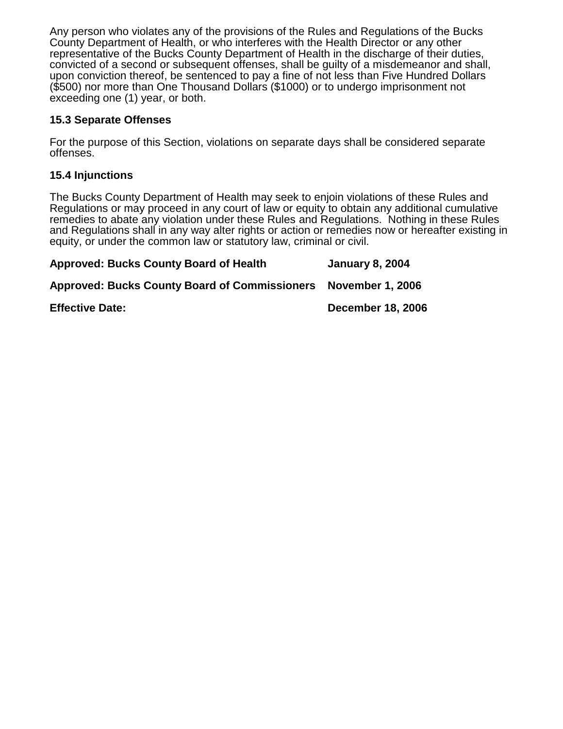Any person who violates any of the provisions of the Rules and Regulations of the Bucks County Department of Health, or who interferes with the Health Director or any other representative of the Bucks County Department of Health in the discharge of their duties, convicted of a second or subsequent offenses, shall be guilty of a misdemeanor and shall, upon conviction thereof, be sentenced to pay a fine of not less than Five Hundred Dollars ($500) nor more than One Thousand Dollars ($1000) or to undergo imprisonment not exceeding one (1) year, or both.

### 15.3 Separate Offenses

For the purpose of this Section, violations on separate days shall be considered separate offenses.

### 15.4 Injunctions

The Bucks County Department of Health may seek to enjoin violations of these Rules and Regulations or may proceed in any court of law or equity to obtain any additional cumulative remedies to abate any violation under these Rules and Regulations. Nothing in these Rules and Regulations shall in any way alter rights or action or remedies now or hereafter existing in equity, or under the common law or statutory law, criminal or civil.

| | |
|---|---|
| **Approved: Bucks County Board of Health** | **January 8, 2004** |
| **Approved: Bucks County Board of Commissioners** | **November 1, 2006** |
| **Effective Date:** | **December 18, 2006** |